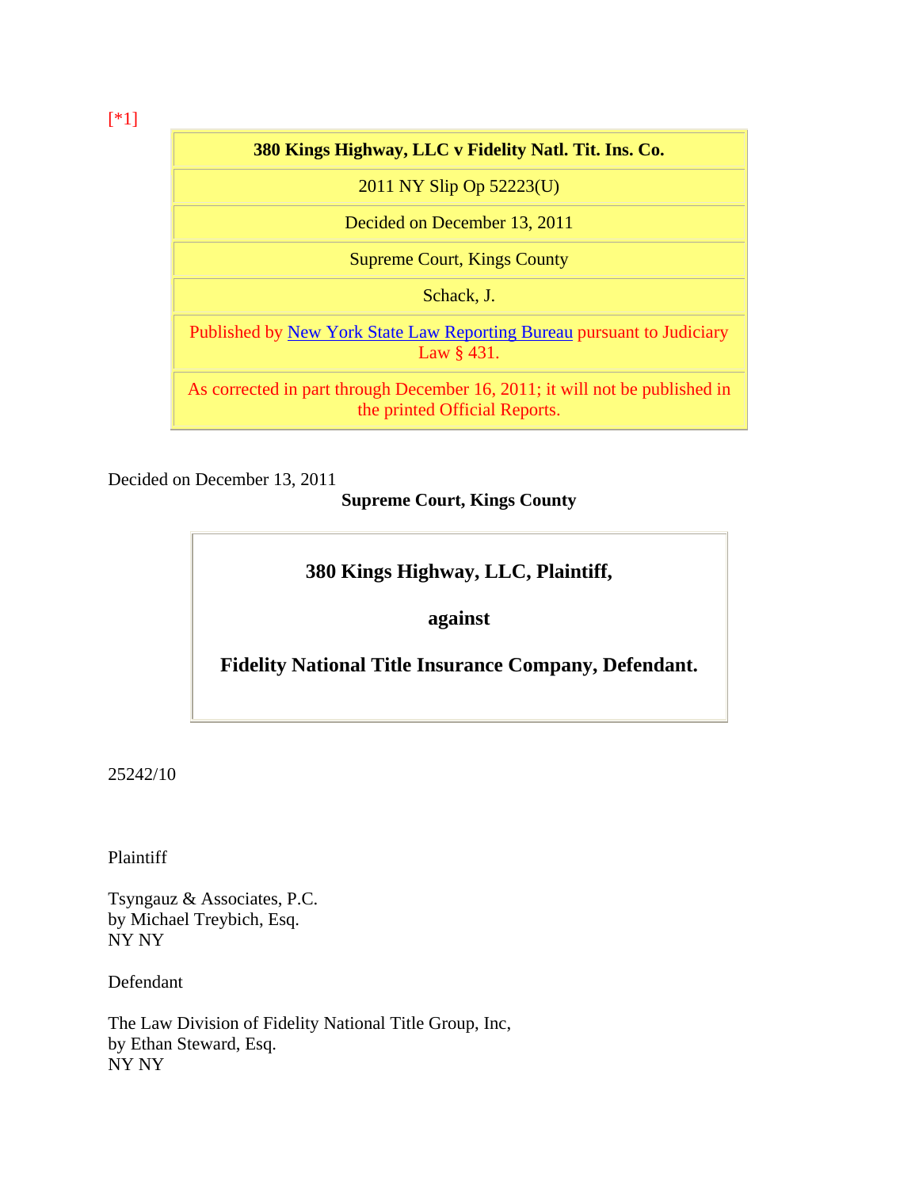[*1]

| 380 Kings Highway, LLC v Fidelity Natl. Tit. Ins. Co. |
|---|
| 2011 NY Slip Op 52223(U) |
| Decided on December 13, 2011 |
| Supreme Court, Kings County |
| Schack, J. |
| Published by New York State Law Reporting Bureau pursuant to Judiciary Law § 431. |
| As corrected in part through December 16, 2011; it will not be published in the printed Official Reports. |

Decided on December 13, 2011

**Supreme Court, Kings County**

**380 Kings Highway, LLC, Plaintiff,**

**against**

**Fidelity National Title Insurance Company, Defendant.**

25242/10

Plaintiff

Tsyngauz & Associates, P.C.
by Michael Treybich, Esq.
NY NY

Defendant

The Law Division of Fidelity National Title Group, Inc,
by Ethan Steward, Esq.
NY NY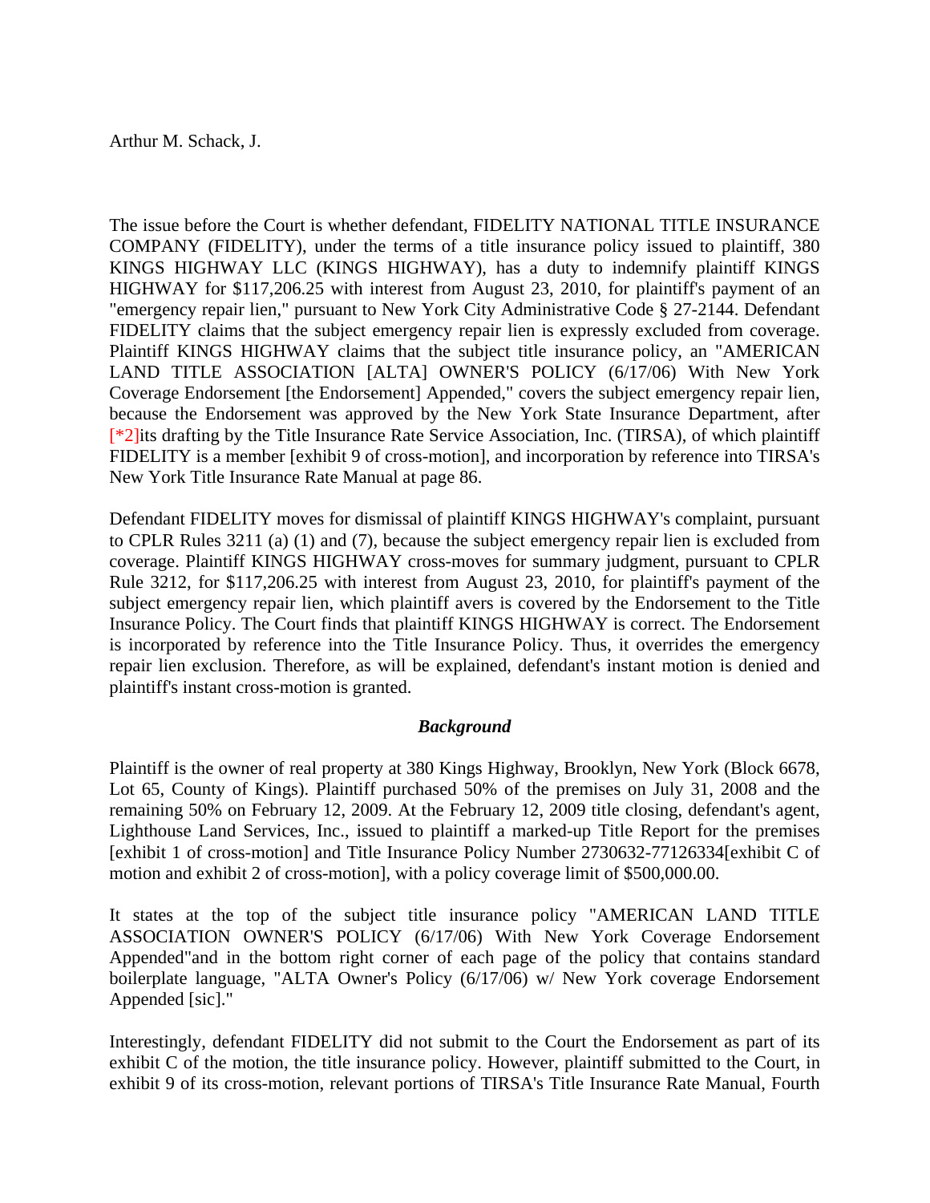Arthur M. Schack, J.

The issue before the Court is whether defendant, FIDELITY NATIONAL TITLE INSURANCE COMPANY (FIDELITY), under the terms of a title insurance policy issued to plaintiff, 380 KINGS HIGHWAY LLC (KINGS HIGHWAY), has a duty to indemnify plaintiff KINGS HIGHWAY for $117,206.25 with interest from August 23, 2010, for plaintiff's payment of an "emergency repair lien," pursuant to New York City Administrative Code § 27-2144. Defendant FIDELITY claims that the subject emergency repair lien is expressly excluded from coverage. Plaintiff KINGS HIGHWAY claims that the subject title insurance policy, an "AMERICAN LAND TITLE ASSOCIATION [ALTA] OWNER'S POLICY (6/17/06) With New York Coverage Endorsement [the Endorsement] Appended," covers the subject emergency repair lien, because the Endorsement was approved by the New York State Insurance Department, after [*2]its drafting by the Title Insurance Rate Service Association, Inc. (TIRSA), of which plaintiff FIDELITY is a member [exhibit 9 of cross-motion], and incorporation by reference into TIRSA's New York Title Insurance Rate Manual at page 86.

Defendant FIDELITY moves for dismissal of plaintiff KINGS HIGHWAY's complaint, pursuant to CPLR Rules 3211 (a) (1) and (7), because the subject emergency repair lien is excluded from coverage. Plaintiff KINGS HIGHWAY cross-moves for summary judgment, pursuant to CPLR Rule 3212, for $117,206.25 with interest from August 23, 2010, for plaintiff's payment of the subject emergency repair lien, which plaintiff avers is covered by the Endorsement to the Title Insurance Policy. The Court finds that plaintiff KINGS HIGHWAY is correct. The Endorsement is incorporated by reference into the Title Insurance Policy. Thus, it overrides the emergency repair lien exclusion. Therefore, as will be explained, defendant's instant motion is denied and plaintiff's instant cross-motion is granted.

### *Background*

Plaintiff is the owner of real property at 380 Kings Highway, Brooklyn, New York (Block 6678, Lot 65, County of Kings). Plaintiff purchased 50% of the premises on July 31, 2008 and the remaining 50% on February 12, 2009. At the February 12, 2009 title closing, defendant's agent, Lighthouse Land Services, Inc., issued to plaintiff a marked-up Title Report for the premises [exhibit 1 of cross-motion] and Title Insurance Policy Number 2730632-77126334[exhibit C of motion and exhibit 2 of cross-motion], with a policy coverage limit of $500,000.00.

It states at the top of the subject title insurance policy "AMERICAN LAND TITLE ASSOCIATION OWNER'S POLICY (6/17/06) With New York Coverage Endorsement Appended"and in the bottom right corner of each page of the policy that contains standard boilerplate language, "ALTA Owner's Policy (6/17/06) w/ New York coverage Endorsement Appended [sic]."

Interestingly, defendant FIDELITY did not submit to the Court the Endorsement as part of its exhibit C of the motion, the title insurance policy. However, plaintiff submitted to the Court, in exhibit 9 of its cross-motion, relevant portions of TIRSA's Title Insurance Rate Manual, Fourth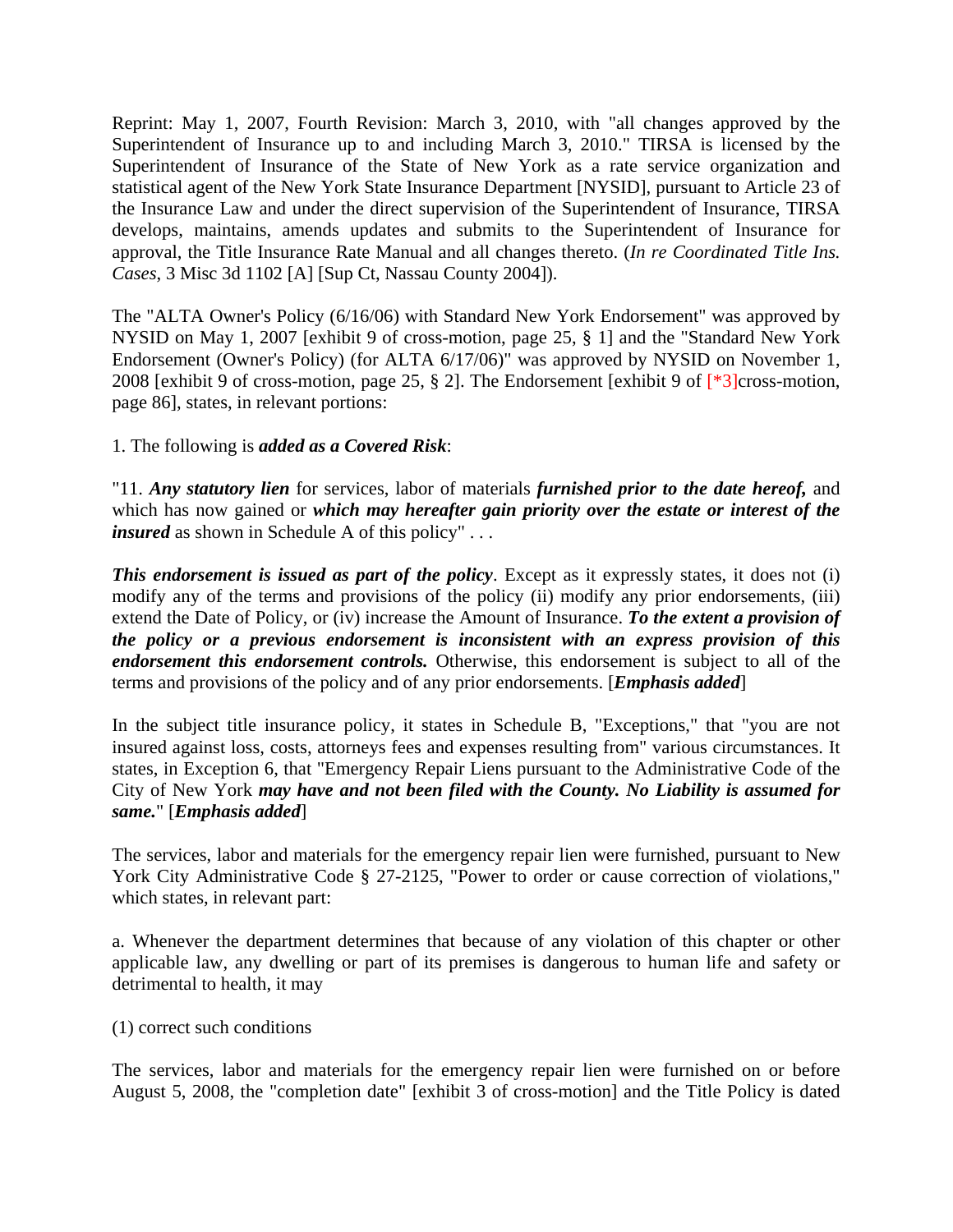Reprint: May 1, 2007, Fourth Revision: March 3, 2010, with "all changes approved by the Superintendent of Insurance up to and including March 3, 2010." TIRSA is licensed by the Superintendent of Insurance of the State of New York as a rate service organization and statistical agent of the New York State Insurance Department [NYSID], pursuant to Article 23 of the Insurance Law and under the direct supervision of the Superintendent of Insurance, TIRSA develops, maintains, amends updates and submits to the Superintendent of Insurance for approval, the Title Insurance Rate Manual and all changes thereto. (*In re Coordinated Title Ins. Cases*, 3 Misc 3d 1102 [A] [Sup Ct, Nassau County 2004]).

The "ALTA Owner's Policy (6/16/06) with Standard New York Endorsement" was approved by NYSID on May 1, 2007 [exhibit 9 of cross-motion, page 25, § 1] and the "Standard New York Endorsement (Owner's Policy) (for ALTA 6/17/06)" was approved by NYSID on November 1, 2008 [exhibit 9 of cross-motion, page 25, § 2]. The Endorsement [exhibit 9 of [*3]cross-motion, page 86], states, in relevant portions:

1. The following is ***added as a Covered Risk***:

"11. ***Any statutory lien*** for services, labor of materials ***furnished prior to the date hereof,*** and which has now gained or ***which may hereafter gain priority over the estate or interest of the insured*** as shown in Schedule A of this policy" . . .

***This endorsement is issued as part of the policy***. Except as it expressly states, it does not (i) modify any of the terms and provisions of the policy (ii) modify any prior endorsements, (iii) extend the Date of Policy, or (iv) increase the Amount of Insurance. ***To the extent a provision of the policy or a previous endorsement is inconsistent with an express provision of this endorsement this endorsement controls.*** Otherwise, this endorsement is subject to all of the terms and provisions of the policy and of any prior endorsements. [***Emphasis added***]

In the subject title insurance policy, it states in Schedule B, "Exceptions," that "you are not insured against loss, costs, attorneys fees and expenses resulting from" various circumstances. It states, in Exception 6, that "Emergency Repair Liens pursuant to the Administrative Code of the City of New York ***may have and not been filed with the County. No Liability is assumed for same.***" [***Emphasis added***]

The services, labor and materials for the emergency repair lien were furnished, pursuant to New York City Administrative Code § 27-2125, "Power to order or cause correction of violations," which states, in relevant part:

a. Whenever the department determines that because of any violation of this chapter or other applicable law, any dwelling or part of its premises is dangerous to human life and safety or detrimental to health, it may

(1) correct such conditions

The services, labor and materials for the emergency repair lien were furnished on or before August 5, 2008, the "completion date" [exhibit 3 of cross-motion] and the Title Policy is dated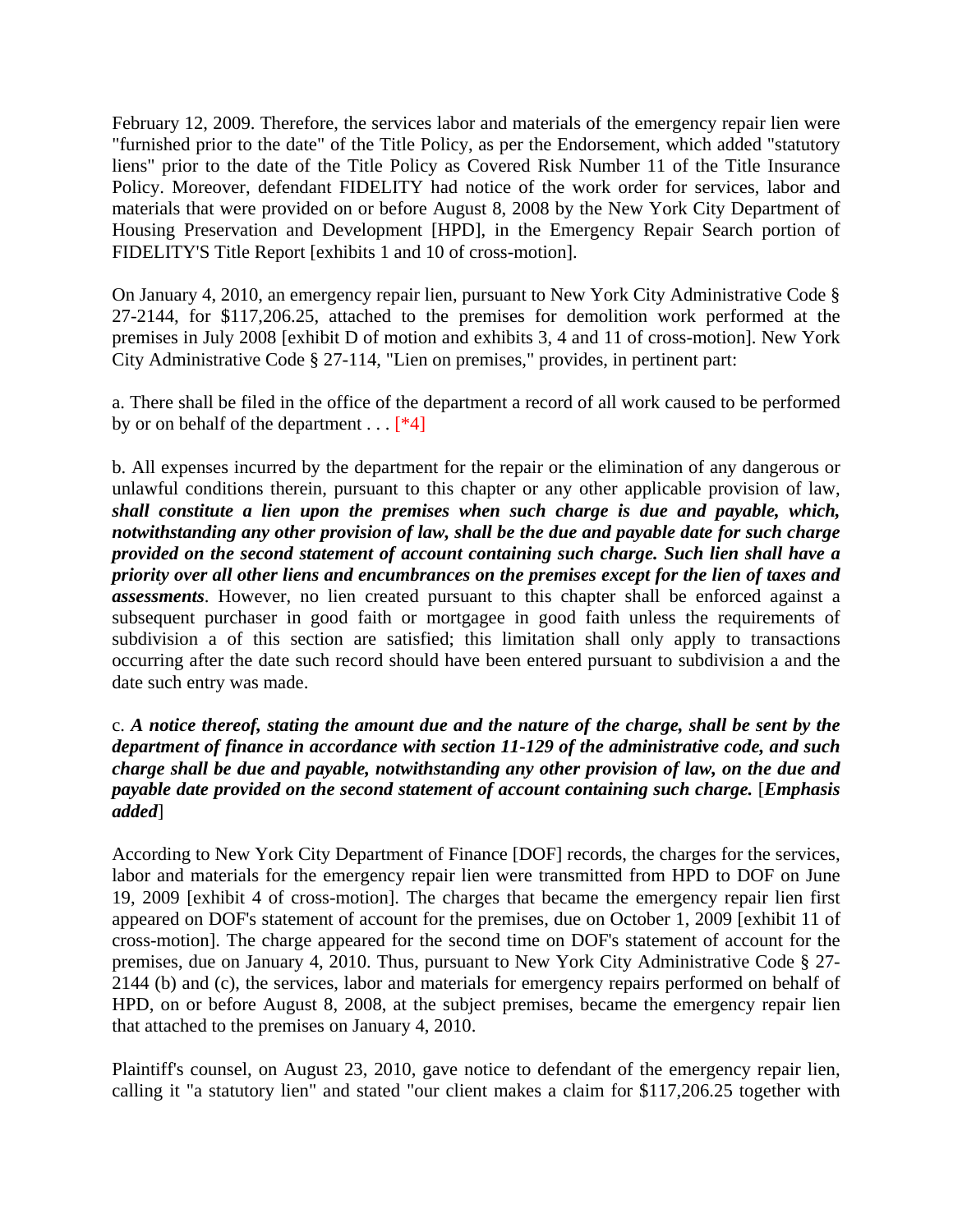February 12, 2009. Therefore, the services labor and materials of the emergency repair lien were "furnished prior to the date" of the Title Policy, as per the Endorsement, which added "statutory liens" prior to the date of the Title Policy as Covered Risk Number 11 of the Title Insurance Policy. Moreover, defendant FIDELITY had notice of the work order for services, labor and materials that were provided on or before August 8, 2008 by the New York City Department of Housing Preservation and Development [HPD], in the Emergency Repair Search portion of FIDELITY'S Title Report [exhibits 1 and 10 of cross-motion].

On January 4, 2010, an emergency repair lien, pursuant to New York City Administrative Code § 27-2144, for $117,206.25, attached to the premises for demolition work performed at the premises in July 2008 [exhibit D of motion and exhibits 3, 4 and 11 of cross-motion]. New York City Administrative Code § 27-114, "Lien on premises," provides, in pertinent part:

a. There shall be filed in the office of the department a record of all work caused to be performed by or on behalf of the department . . . [*4]

b. All expenses incurred by the department for the repair or the elimination of any dangerous or unlawful conditions therein, pursuant to this chapter or any other applicable provision of law, ***shall constitute a lien upon the premises when such charge is due and payable, which, notwithstanding any other provision of law, shall be the due and payable date for such charge provided on the second statement of account containing such charge. Such lien shall have a priority over all other liens and encumbrances on the premises except for the lien of taxes and assessments***. However, no lien created pursuant to this chapter shall be enforced against a subsequent purchaser in good faith or mortgagee in good faith unless the requirements of subdivision a of this section are satisfied; this limitation shall only apply to transactions occurring after the date such record should have been entered pursuant to subdivision a and the date such entry was made.

c. ***A notice thereof, stating the amount due and the nature of the charge, shall be sent by the department of finance in accordance with section 11-129 of the administrative code, and such charge shall be due and payable, notwithstanding any other provision of law, on the due and payable date provided on the second statement of account containing such charge.*** [***Emphasis added***]

According to New York City Department of Finance [DOF] records, the charges for the services, labor and materials for the emergency repair lien were transmitted from HPD to DOF on June 19, 2009 [exhibit 4 of cross-motion]. The charges that became the emergency repair lien first appeared on DOF's statement of account for the premises, due on October 1, 2009 [exhibit 11 of cross-motion]. The charge appeared for the second time on DOF's statement of account for the premises, due on January 4, 2010. Thus, pursuant to New York City Administrative Code § 27-2144 (b) and (c), the services, labor and materials for emergency repairs performed on behalf of HPD, on or before August 8, 2008, at the subject premises, became the emergency repair lien that attached to the premises on January 4, 2010.

Plaintiff's counsel, on August 23, 2010, gave notice to defendant of the emergency repair lien, calling it "a statutory lien" and stated "our client makes a claim for $117,206.25 together with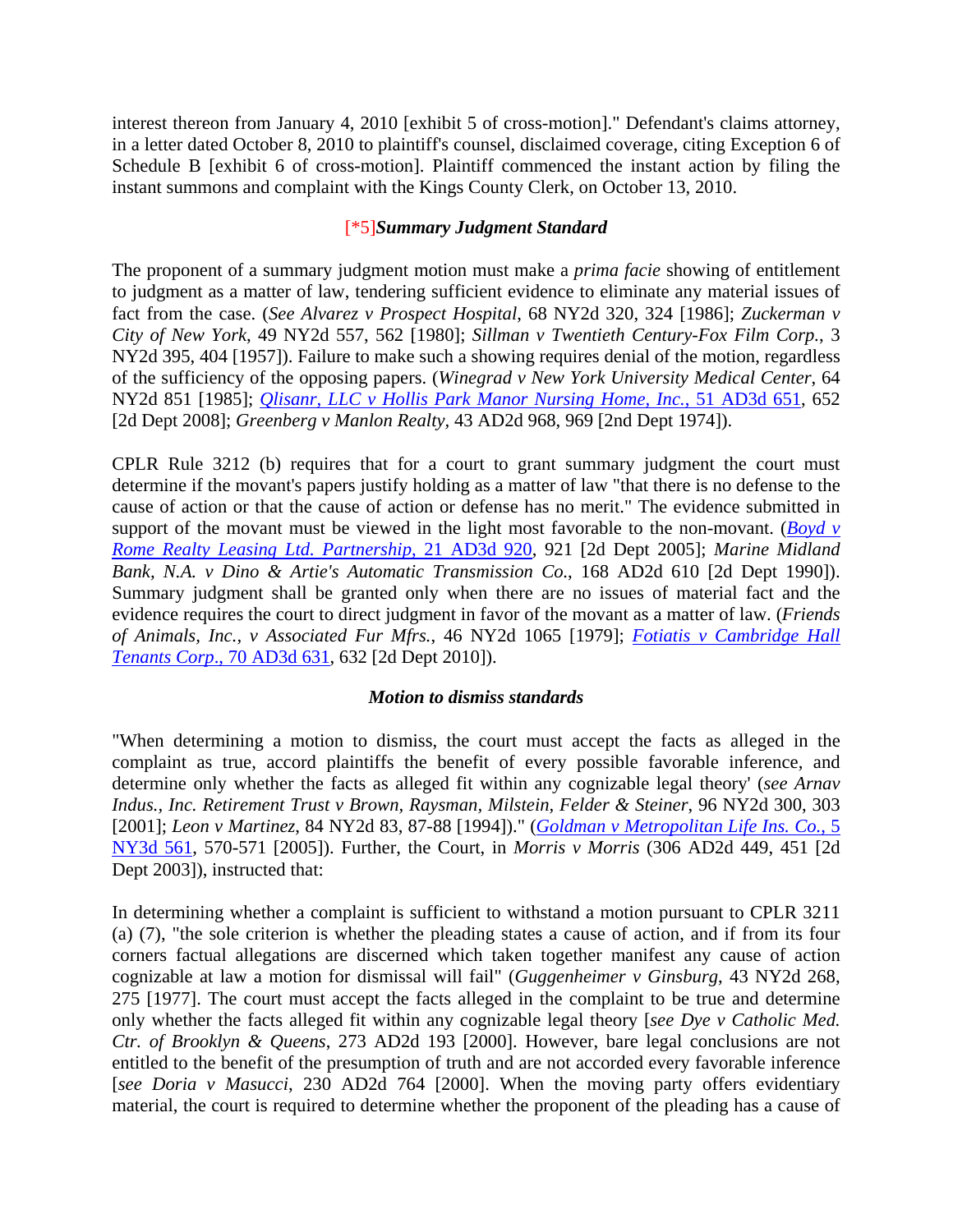interest thereon from January 4, 2010 [exhibit 5 of cross-motion]." Defendant's claims attorney, in a letter dated October 8, 2010 to plaintiff's counsel, disclaimed coverage, citing Exception 6 of Schedule B [exhibit 6 of cross-motion]. Plaintiff commenced the instant action by filing the instant summons and complaint with the Kings County Clerk, on October 13, 2010.

### [*5]*Summary Judgment Standard*

The proponent of a summary judgment motion must make a *prima facie* showing of entitlement to judgment as a matter of law, tendering sufficient evidence to eliminate any material issues of fact from the case. (*See Alvarez v Prospect Hospital*, 68 NY2d 320, 324 [1986]; *Zuckerman v City of New York*, 49 NY2d 557, 562 [1980]; *Sillman v Twentieth Century-Fox Film Corp.*, 3 NY2d 395, 404 [1957]). Failure to make such a showing requires denial of the motion, regardless of the sufficiency of the opposing papers. (*Winegrad v New York University Medical Center*, 64 NY2d 851 [1985]; *Qlisanr, LLC v Hollis Park Manor Nursing Home, Inc.*, 51 AD3d 651, 652 [2d Dept 2008]; *Greenberg v Manlon Realty*, 43 AD2d 968, 969 [2nd Dept 1974]).

CPLR Rule 3212 (b) requires that for a court to grant summary judgment the court must determine if the movant's papers justify holding as a matter of law "that there is no defense to the cause of action or that the cause of action or defense has no merit." The evidence submitted in support of the movant must be viewed in the light most favorable to the non-movant. (*Boyd v Rome Realty Leasing Ltd. Partnership*, 21 AD3d 920, 921 [2d Dept 2005]; *Marine Midland Bank, N.A. v Dino & Artie's Automatic Transmission Co.*, 168 AD2d 610 [2d Dept 1990]). Summary judgment shall be granted only when there are no issues of material fact and the evidence requires the court to direct judgment in favor of the movant as a matter of law. (*Friends of Animals, Inc., v Associated Fur Mfrs.*, 46 NY2d 1065 [1979]; *Fotiatis v Cambridge Hall Tenants Corp.*, 70 AD3d 631, 632 [2d Dept 2010]).

### *Motion to dismiss standards*

"When determining a motion to dismiss, the court must accept the facts as alleged in the complaint as true, accord plaintiffs the benefit of every possible favorable inference, and determine only whether the facts as alleged fit within any cognizable legal theory' (*see Arnav Indus., Inc. Retirement Trust v Brown, Raysman, Milstein, Felder & Steiner*, 96 NY2d 300, 303 [2001]; *Leon v Martinez*, 84 NY2d 83, 87-88 [1994])." (*Goldman v Metropolitan Life Ins. Co.*, 5 NY3d 561, 570-571 [2005]). Further, the Court, in *Morris v Morris* (306 AD2d 449, 451 [2d Dept 2003]), instructed that:

In determining whether a complaint is sufficient to withstand a motion pursuant to CPLR 3211 (a) (7), "the sole criterion is whether the pleading states a cause of action, and if from its four corners factual allegations are discerned which taken together manifest any cause of action cognizable at law a motion for dismissal will fail" (*Guggenheimer v Ginsburg*, 43 NY2d 268, 275 [1977]. The court must accept the facts alleged in the complaint to be true and determine only whether the facts alleged fit within any cognizable legal theory [*see Dye v Catholic Med. Ctr. of Brooklyn & Queens*, 273 AD2d 193 [2000]. However, bare legal conclusions are not entitled to the benefit of the presumption of truth and are not accorded every favorable inference [*see Doria v Masucci*, 230 AD2d 764 [2000]. When the moving party offers evidentiary material, the court is required to determine whether the proponent of the pleading has a cause of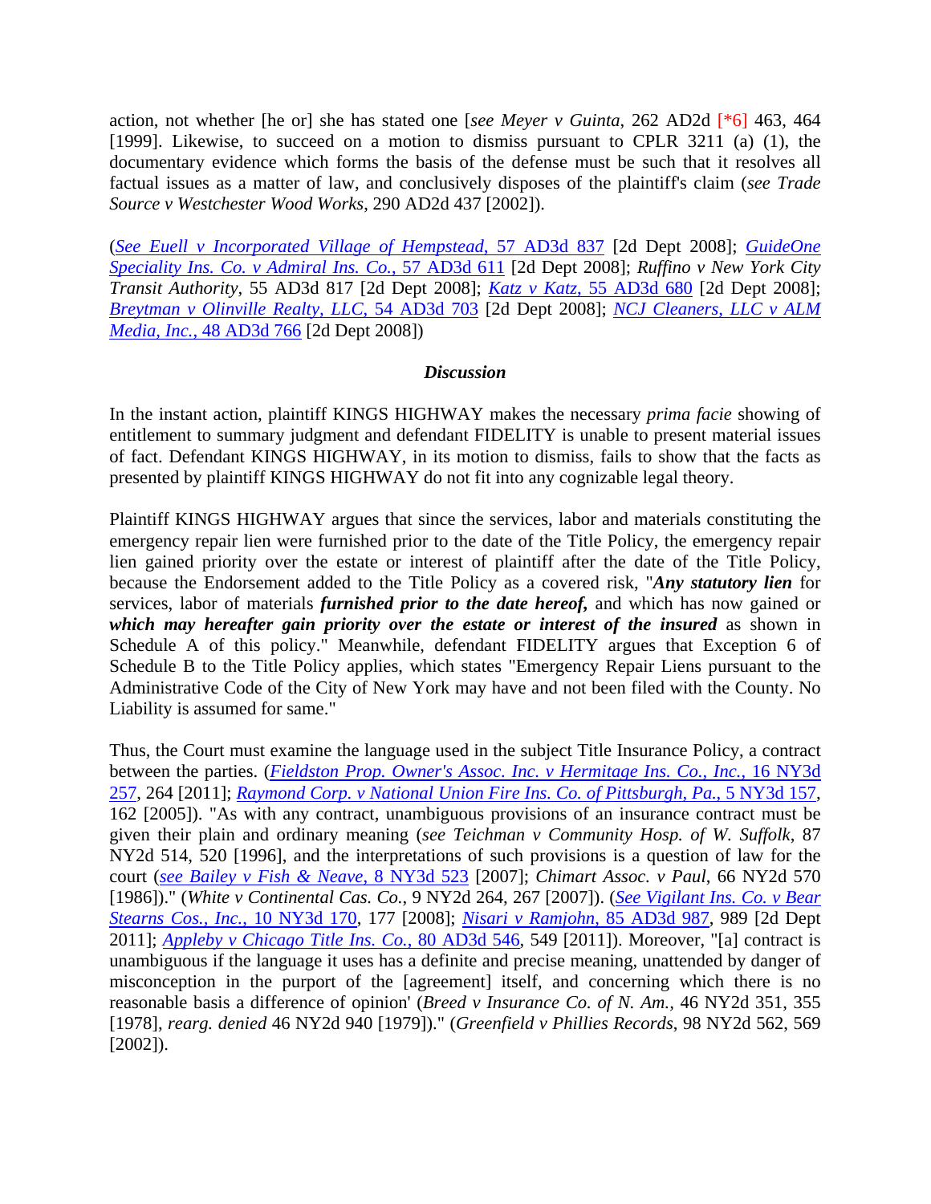action, not whether [he or] she has stated one [*see Meyer v Guinta*, 262 AD2d [*6] 463, 464 [1999]. Likewise, to succeed on a motion to dismiss pursuant to CPLR 3211 (a) (1), the documentary evidence which forms the basis of the defense must be such that it resolves all factual issues as a matter of law, and conclusively disposes of the plaintiff's claim (*see Trade Source v Westchester Wood Works*, 290 AD2d 437 [2002]).

(*See Euell v Incorporated Village of Hempstead*, 57 AD3d 837 [2d Dept 2008]; *GuideOne Speciality Ins. Co. v Admiral Ins. Co.*, 57 AD3d 611 [2d Dept 2008]; *Ruffino v New York City Transit Authority*, 55 AD3d 817 [2d Dept 2008]; *Katz v Katz*, 55 AD3d 680 [2d Dept 2008]; *Breytman v Olinville Realty, LLC*, 54 AD3d 703 [2d Dept 2008]; *NCJ Cleaners, LLC v ALM Media, Inc.*, 48 AD3d 766 [2d Dept 2008])

***Discussion***

In the instant action, plaintiff KINGS HIGHWAY makes the necessary *prima facie* showing of entitlement to summary judgment and defendant FIDELITY is unable to present material issues of fact. Defendant KINGS HIGHWAY, in its motion to dismiss, fails to show that the facts as presented by plaintiff KINGS HIGHWAY do not fit into any cognizable legal theory.

Plaintiff KINGS HIGHWAY argues that since the services, labor and materials constituting the emergency repair lien were furnished prior to the date of the Title Policy, the emergency repair lien gained priority over the estate or interest of plaintiff after the date of the Title Policy, because the Endorsement added to the Title Policy as a covered risk, "***Any statutory lien*** for services, labor of materials ***furnished prior to the date hereof,*** and which has now gained or ***which may hereafter gain priority over the estate or interest of the insured*** as shown in Schedule A of this policy." Meanwhile, defendant FIDELITY argues that Exception 6 of Schedule B to the Title Policy applies, which states "Emergency Repair Liens pursuant to the Administrative Code of the City of New York may have and not been filed with the County. No Liability is assumed for same."

Thus, the Court must examine the language used in the subject Title Insurance Policy, a contract between the parties. (*Fieldston Prop. Owner's Assoc. Inc. v Hermitage Ins. Co., Inc.*, 16 NY3d 257, 264 [2011]; *Raymond Corp. v National Union Fire Ins. Co. of Pittsburgh, Pa.*, 5 NY3d 157, 162 [2005]). "As with any contract, unambiguous provisions of an insurance contract must be given their plain and ordinary meaning (*see Teichman v Community Hosp. of W. Suffolk*, 87 NY2d 514, 520 [1996], and the interpretations of such provisions is a question of law for the court (*see Bailey v Fish & Neave*, 8 NY3d 523 [2007]; *Chimart Assoc. v Paul*, 66 NY2d 570 [1986])." (*White v Continental Cas. Co.*, 9 NY2d 264, 267 [2007]). (*See Vigilant Ins. Co. v Bear Stearns Cos., Inc.*, 10 NY3d 170, 177 [2008]; *Nisari v Ramjohn*, 85 AD3d 987, 989 [2d Dept 2011]; *Appleby v Chicago Title Ins. Co.*, 80 AD3d 546, 549 [2011]). Moreover, "[a] contract is unambiguous if the language it uses has a definite and precise meaning, unattended by danger of misconception in the purport of the [agreement] itself, and concerning which there is no reasonable basis a difference of opinion' (*Breed v Insurance Co. of N. Am.*, 46 NY2d 351, 355 [1978], *rearg. denied* 46 NY2d 940 [1979])." (*Greenfield v Phillies Records*, 98 NY2d 562, 569 [2002]).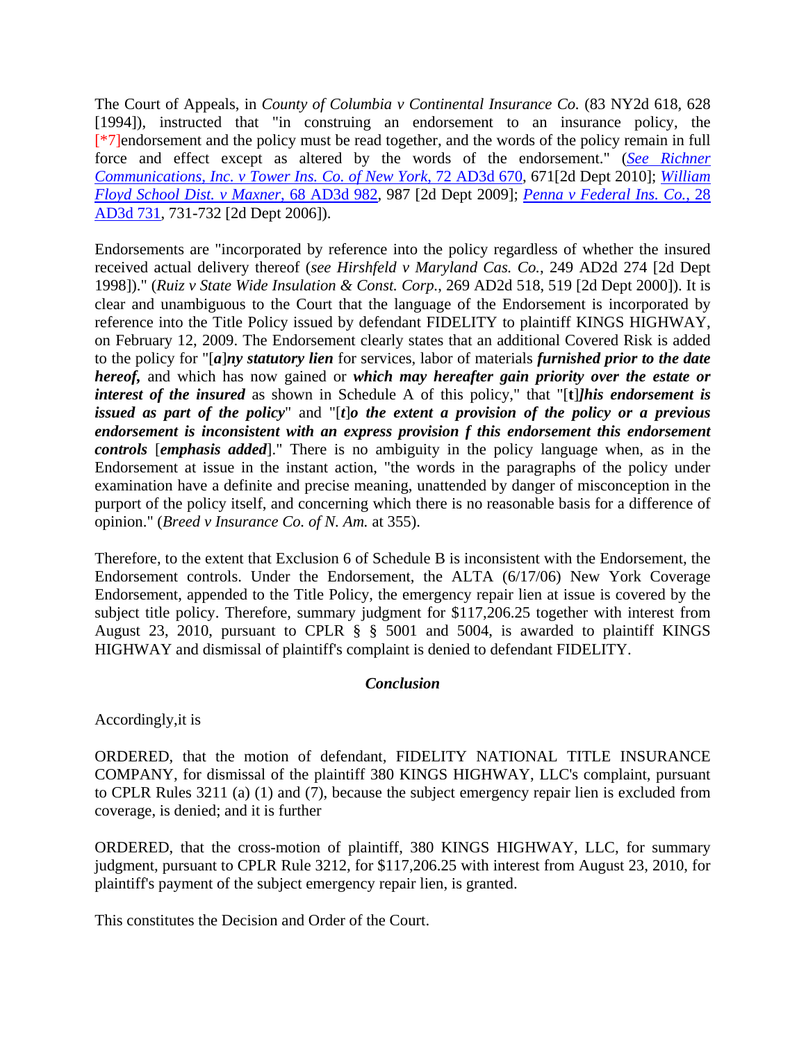The Court of Appeals, in *County of Columbia v Continental Insurance Co.* (83 NY2d 618, 628 [1994]), instructed that "in construing an endorsement to an insurance policy, the [*7]endorsement and the policy must be read together, and the words of the policy remain in full force and effect except as altered by the words of the endorsement." (*See Richner Communications, Inc. v Tower Ins. Co. of New York,* 72 AD3d 670, 671[2d Dept 2010]; *William Floyd School Dist. v Maxner,* 68 AD3d 982, 987 [2d Dept 2009]; *Penna v Federal Ins. Co.*, 28 AD3d 731, 731-732 [2d Dept 2006]).

Endorsements are "incorporated by reference into the policy regardless of whether the insured received actual delivery thereof (*see Hirshfeld v Maryland Cas. Co.*, 249 AD2d 274 [2d Dept 1998])." (*Ruiz v State Wide Insulation & Const. Corp.*, 269 AD2d 518, 519 [2d Dept 2000]). It is clear and unambiguous to the Court that the language of the Endorsement is incorporated by reference into the Title Policy issued by defendant FIDELITY to plaintiff KINGS HIGHWAY, on February 12, 2009. The Endorsement clearly states that an additional Covered Risk is added to the policy for "[***a***]***ny statutory lien*** for services, labor of materials ***furnished prior to the date hereof,*** and which has now gained or ***which may hereafter gain priority over the estate or interest of the insured*** as shown in Schedule A of this policy," that "[**t**]***his endorsement is issued as part of the policy***" and "[***t***]***o the extent a provision of the policy or a previous endorsement is inconsistent with an express provision f this endorsement this endorsement controls*** [***emphasis added***]." There is no ambiguity in the policy language when, as in the Endorsement at issue in the instant action, "the words in the paragraphs of the policy under examination have a definite and precise meaning, unattended by danger of misconception in the purport of the policy itself, and concerning which there is no reasonable basis for a difference of opinion." (*Breed v Insurance Co. of N. Am.* at 355).

Therefore, to the extent that Exclusion 6 of Schedule B is inconsistent with the Endorsement, the Endorsement controls. Under the Endorsement, the ALTA (6/17/06) New York Coverage Endorsement, appended to the Title Policy, the emergency repair lien at issue is covered by the subject title policy. Therefore, summary judgment for $117,206.25 together with interest from August 23, 2010, pursuant to CPLR § § 5001 and 5004, is awarded to plaintiff KINGS HIGHWAY and dismissal of plaintiff's complaint is denied to defendant FIDELITY.

### *Conclusion*

Accordingly,it is

ORDERED, that the motion of defendant, FIDELITY NATIONAL TITLE INSURANCE COMPANY, for dismissal of the plaintiff 380 KINGS HIGHWAY, LLC's complaint, pursuant to CPLR Rules 3211 (a) (1) and (7), because the subject emergency repair lien is excluded from coverage, is denied; and it is further

ORDERED, that the cross-motion of plaintiff, 380 KINGS HIGHWAY, LLC, for summary judgment, pursuant to CPLR Rule 3212, for $117,206.25 with interest from August 23, 2010, for plaintiff's payment of the subject emergency repair lien, is granted.

This constitutes the Decision and Order of the Court.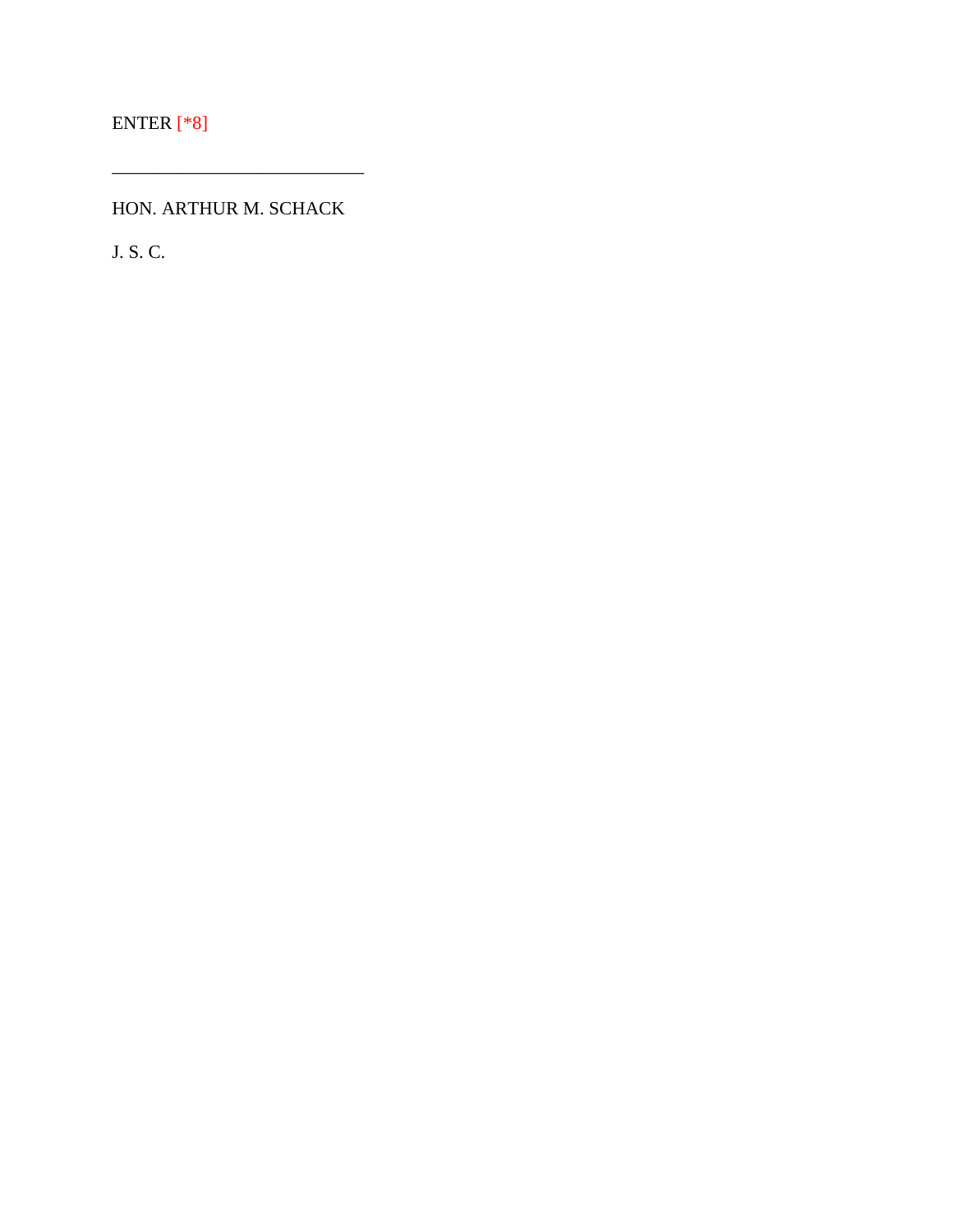ENTER [*8]

\_\_\_\_\_\_\_\_\_\_\_\_\_\_\_\_\_\_\_\_\_\_\_\_\_\_\_

HON. ARTHUR M. SCHACK

J. S. C.